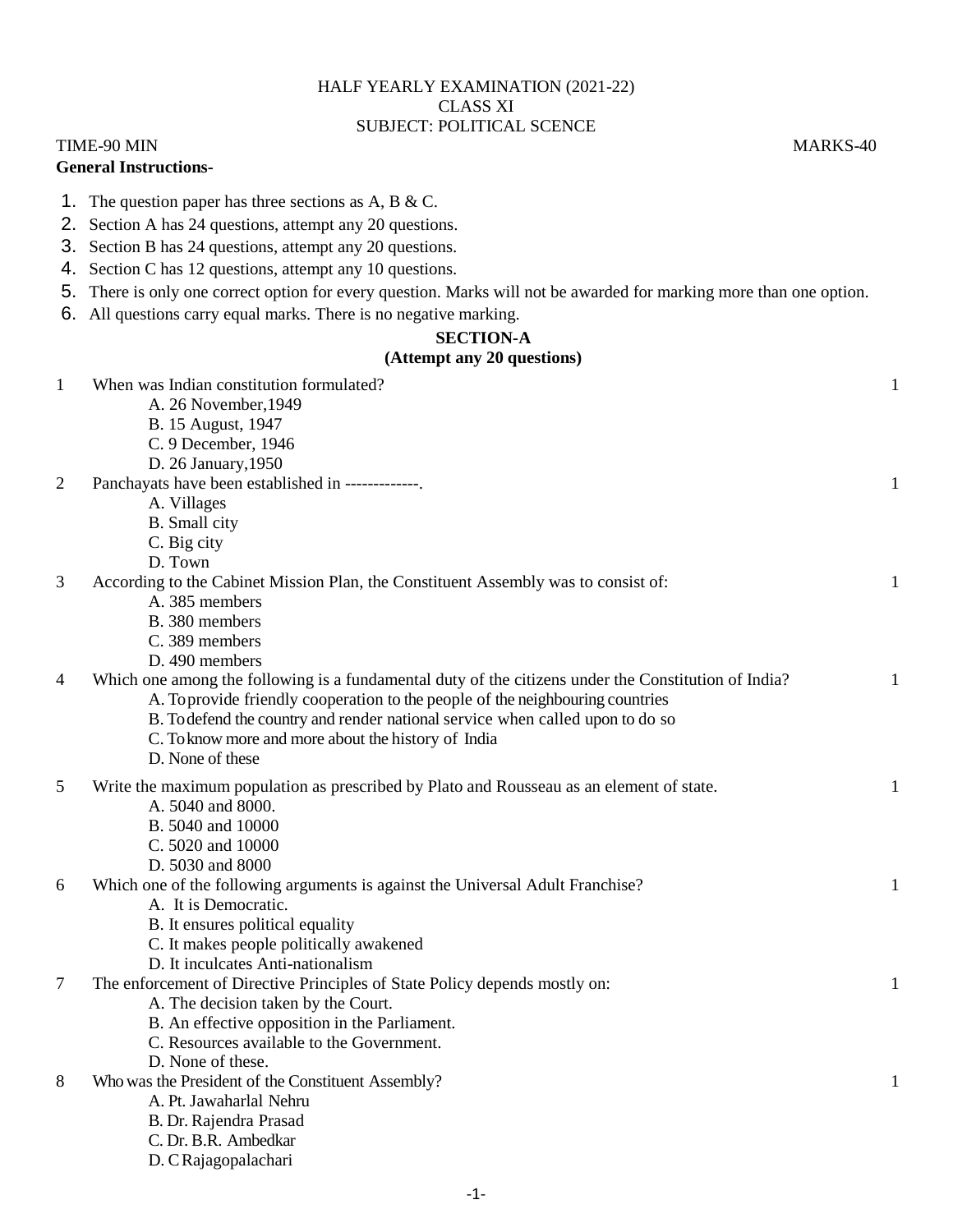HALF YEARLY EXAMINATION (2021-22)

CLASS XI

SUBJECT: POLITICAL SCENCE

TIME-90 MIN MARKS-40

**General Instructions-**

1. The question paper has three sections as A, B & C.
2. Section A has 24 questions, attempt any 20 questions.
3. Section B has 24 questions, attempt any 20 questions.
4. Section C has 12 questions, attempt any 10 questions.
5. There is only one correct option for every question. Marks will not be awarded for marking more than one option.
6. All questions carry equal marks. There is no negative marking.

**SECTION-A**

**(Attempt any 20 questions)**

1 When was Indian constitution formulated? 1

- A. 26 November,1949
- B. 15 August, 1947
- C. 9 December, 1946
- D. 26 January,1950

2 Panchayats have been established in -------------. 1

- A. Villages
- B. Small city
- C. Big city
- D. Town

3 According to the Cabinet Mission Plan, the Constituent Assembly was to consist of: 1

- A. 385 members
- B. 380 members
- C. 389 members
- D. 490 members

4 Which one among the following is a fundamental duty of the citizens under the Constitution of India? 1

- A. To provide friendly cooperation to the people of the neighbouring countries
- B. To defend the country and render national service when called upon to do so
- C. To know more and more about the history of India
- D. None of these

5 Write the maximum population as prescribed by Plato and Rousseau as an element of state. 1

- A. 5040 and 8000.
- B. 5040 and 10000
- C. 5020 and 10000
- D. 5030 and 8000

6 Which one of the following arguments is against the Universal Adult Franchise? 1

- A. It is Democratic.
- B. It ensures political equality
- C. It makes people politically awakened
- D. It inculcates Anti-nationalism

7 The enforcement of Directive Principles of State Policy depends mostly on: 1

- A. The decision taken by the Court.
- B. An effective opposition in the Parliament.
- C. Resources available to the Government.
- D. None of these.

8 Who was the President of the Constituent Assembly? 1

- A. Pt. Jawaharlal Nehru
- B. Dr. Rajendra Prasad
- C. Dr. B.R. Ambedkar
- D. C Rajagopalachari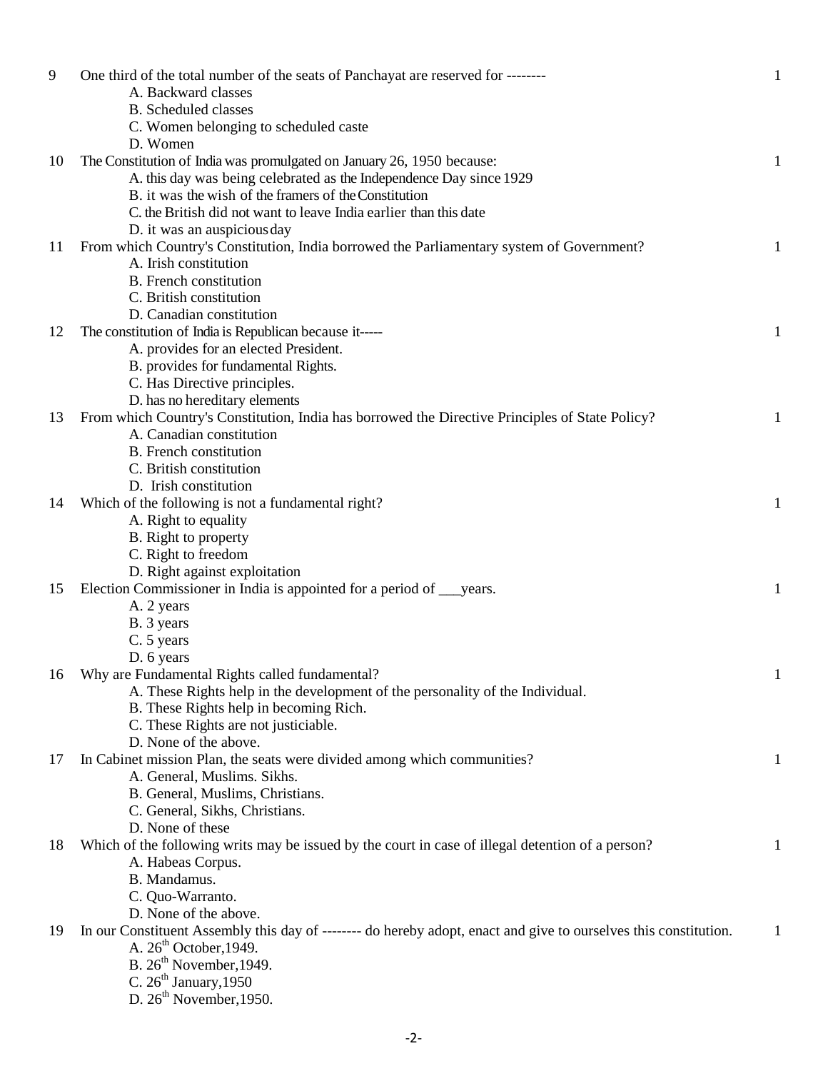9 One third of the total number of the seats of Panchayat are reserved for -------- 1

A. Backward classes
B. Scheduled classes
C. Women belonging to scheduled caste
D. Women

10 The Constitution of India was promulgated on January 26, 1950 because: 1

A. this day was being celebrated as the Independence Day since 1929
B. it was the wish of the framers of the Constitution
C. the British did not want to leave India earlier than this date
D. it was an auspicious day

11 From which Country's Constitution, India borrowed the Parliamentary system of Government? 1

A. Irish constitution
B. French constitution
C. British constitution
D. Canadian constitution

12 The constitution of India is Republican because it----- 1

A. provides for an elected President.
B. provides for fundamental Rights.
C. Has Directive principles.
D. has no hereditary elements

13 From which Country's Constitution, India has borrowed the Directive Principles of State Policy? 1

A. Canadian constitution
B. French constitution
C. British constitution
D. Irish constitution

14 Which of the following is not a fundamental right? 1

A. Right to equality
B. Right to property
C. Right to freedom
D. Right against exploitation

15 Election Commissioner in India is appointed for a period of ___years. 1

A. 2 years
B. 3 years
C. 5 years
D. 6 years

16 Why are Fundamental Rights called fundamental? 1

A. These Rights help in the development of the personality of the Individual.
B. These Rights help in becoming Rich.
C. These Rights are not justiciable.
D. None of the above.

17 In Cabinet mission Plan, the seats were divided among which communities? 1

A. General, Muslims. Sikhs.
B. General, Muslims, Christians.
C. General, Sikhs, Christians.
D. None of these

18 Which of the following writs may be issued by the court in case of illegal detention of a person? 1

A. Habeas Corpus.
B. Mandamus.
C. Quo-Warranto.
D. None of the above.

19 In our Constituent Assembly this day of -------- do hereby adopt, enact and give to ourselves this constitution. 1

A. 26th October,1949.
B. 26th November,1949.
C. 26th January,1950
D. 26th November,1950.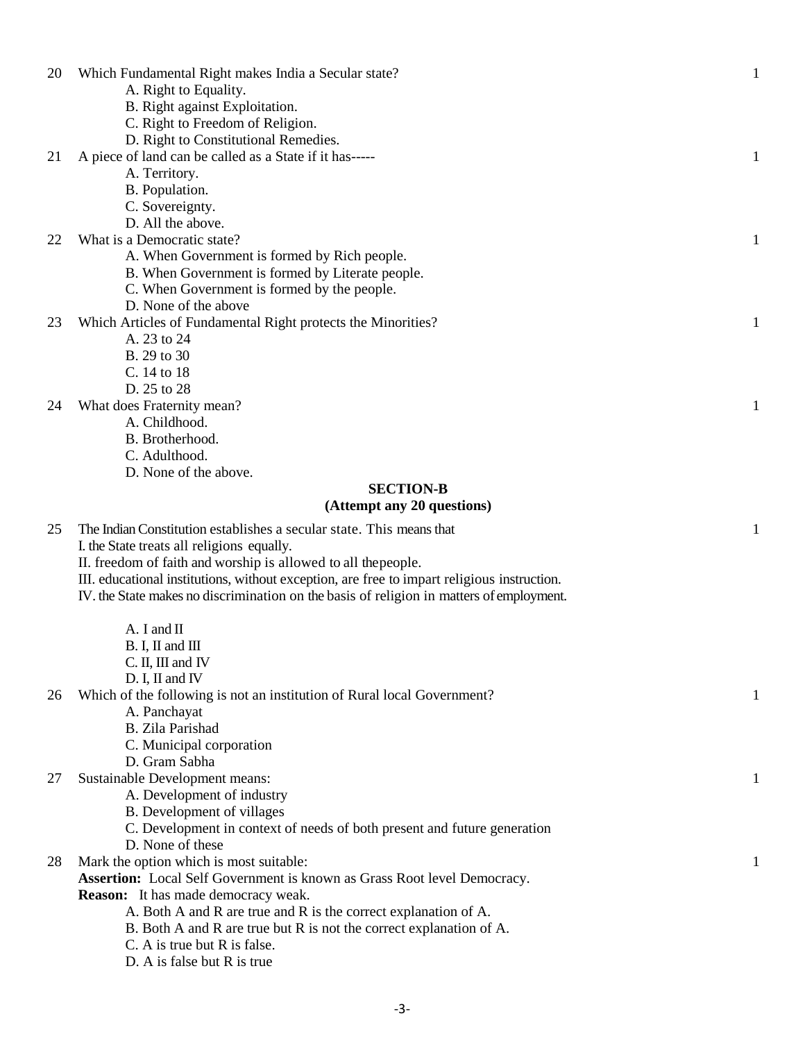20 Which Fundamental Right makes India a Secular state? 1

A. Right to Equality.
B. Right against Exploitation.
C. Right to Freedom of Religion.
D. Right to Constitutional Remedies.

21 A piece of land can be called as a State if it has----- 1

A. Territory.
B. Population.
C. Sovereignty.
D. All the above.

22 What is a Democratic state? 1

A. When Government is formed by Rich people.
B. When Government is formed by Literate people.
C. When Government is formed by the people.
D. None of the above

23 Which Articles of Fundamental Right protects the Minorities? 1

A. 23 to 24
B. 29 to 30
C. 14 to 18
D. 25 to 28

24 What does Fraternity mean? 1

A. Childhood.
B. Brotherhood.
C. Adulthood.
D. None of the above.

## SECTION-B
### (Attempt any 20 questions)

25 The Indian Constitution establishes a secular state. This means that 1

I. the State treats all religions equally.
II. freedom of faith and worship is allowed to all thepeople.
III. educational institutions, without exception, are free to impart religious instruction.
IV. the State makes no discrimination on the basis of religion in matters of employment.

A. I and II
B. I, II and III
C. II, III and IV
D. I, II and IV

26 Which of the following is not an institution of Rural local Government? 1

A. Panchayat
B. Zila Parishad
C. Municipal corporation
D. Gram Sabha

27 Sustainable Development means: 1

A. Development of industry
B. Development of villages
C. Development in context of needs of both present and future generation
D. None of these

28 Mark the option which is most suitable: 1

**Assertion:** Local Self Government is known as Grass Root level Democracy.
**Reason:** It has made democracy weak.

A. Both A and R are true and R is the correct explanation of A.
B. Both A and R are true but R is not the correct explanation of A.
C. A is true but R is false.
D. A is false but R is true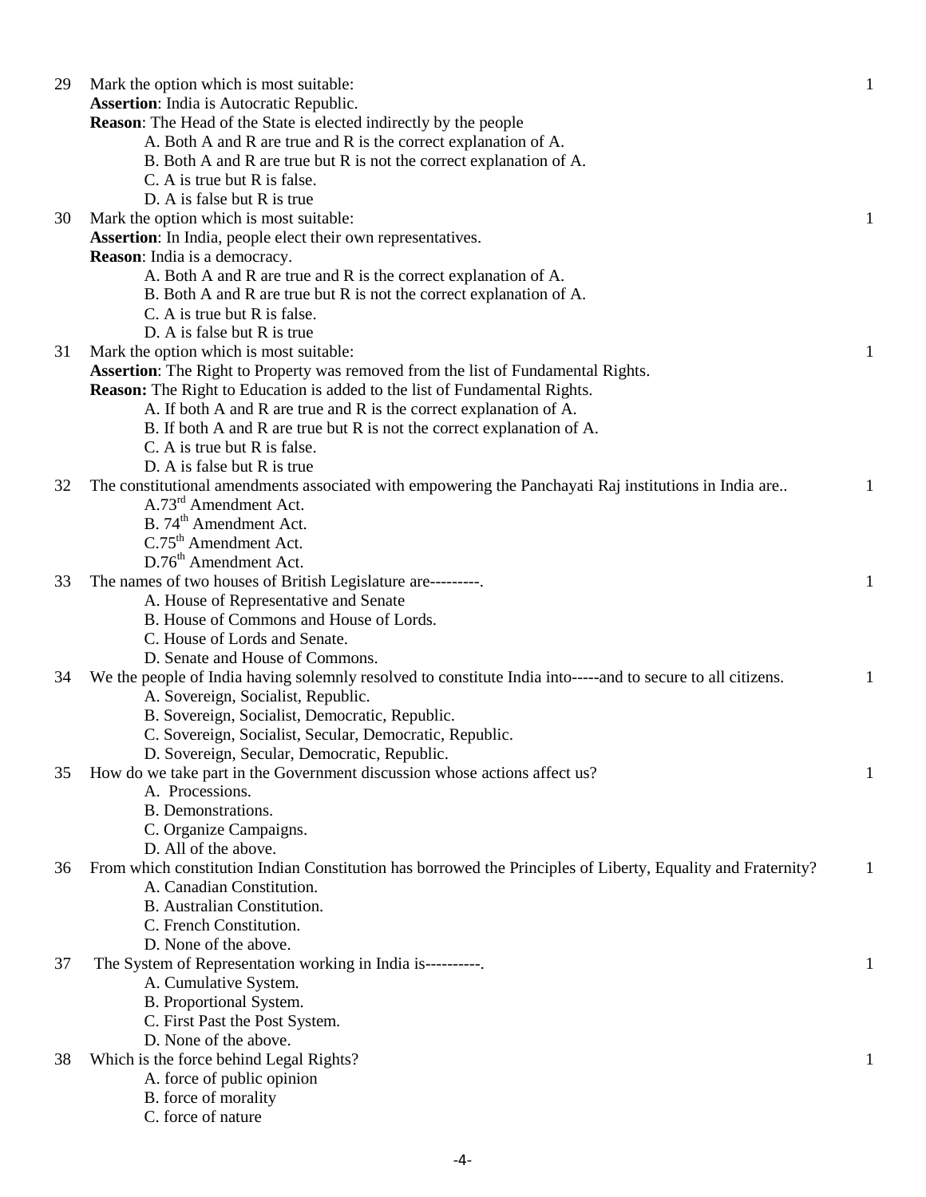29 Mark the option which is most suitable: 1

**Assertion**: India is Autocratic Republic.

**Reason**: The Head of the State is elected indirectly by the people

A. Both A and R are true and R is the correct explanation of A.
B. Both A and R are true but R is not the correct explanation of A.
C. A is true but R is false.
D. A is false but R is true

30 Mark the option which is most suitable: 1

**Assertion**: In India, people elect their own representatives.

**Reason**: India is a democracy.

A. Both A and R are true and R is the correct explanation of A.
B. Both A and R are true but R is not the correct explanation of A.
C. A is true but R is false.
D. A is false but R is true

31 Mark the option which is most suitable: 1

**Assertion**: The Right to Property was removed from the list of Fundamental Rights.

**Reason:** The Right to Education is added to the list of Fundamental Rights.

A. If both A and R are true and R is the correct explanation of A.
B. If both A and R are true but R is not the correct explanation of A.
C. A is true but R is false.
D. A is false but R is true

32 The constitutional amendments associated with empowering the Panchayati Raj institutions in India are.. 1

A.73rd Amendment Act.
B. 74th Amendment Act.
C.75th Amendment Act.
D.76th Amendment Act.

33 The names of two houses of British Legislature are---------. 1

A. House of Representative and Senate
B. House of Commons and House of Lords.
C. House of Lords and Senate.
D. Senate and House of Commons.

34 We the people of India having solemnly resolved to constitute India into-----and to secure to all citizens. 1

A. Sovereign, Socialist, Republic.
B. Sovereign, Socialist, Democratic, Republic.
C. Sovereign, Socialist, Secular, Democratic, Republic.
D. Sovereign, Secular, Democratic, Republic.

35 How do we take part in the Government discussion whose actions affect us? 1

A. Processions.
B. Demonstrations.
C. Organize Campaigns.
D. All of the above.

36 From which constitution Indian Constitution has borrowed the Principles of Liberty, Equality and Fraternity? 1

A. Canadian Constitution.
B. Australian Constitution.
C. French Constitution.
D. None of the above.

37 The System of Representation working in India is----------. 1

A. Cumulative System.
B. Proportional System.
C. First Past the Post System.
D. None of the above.

38 Which is the force behind Legal Rights? 1

A. force of public opinion
B. force of morality
C. force of nature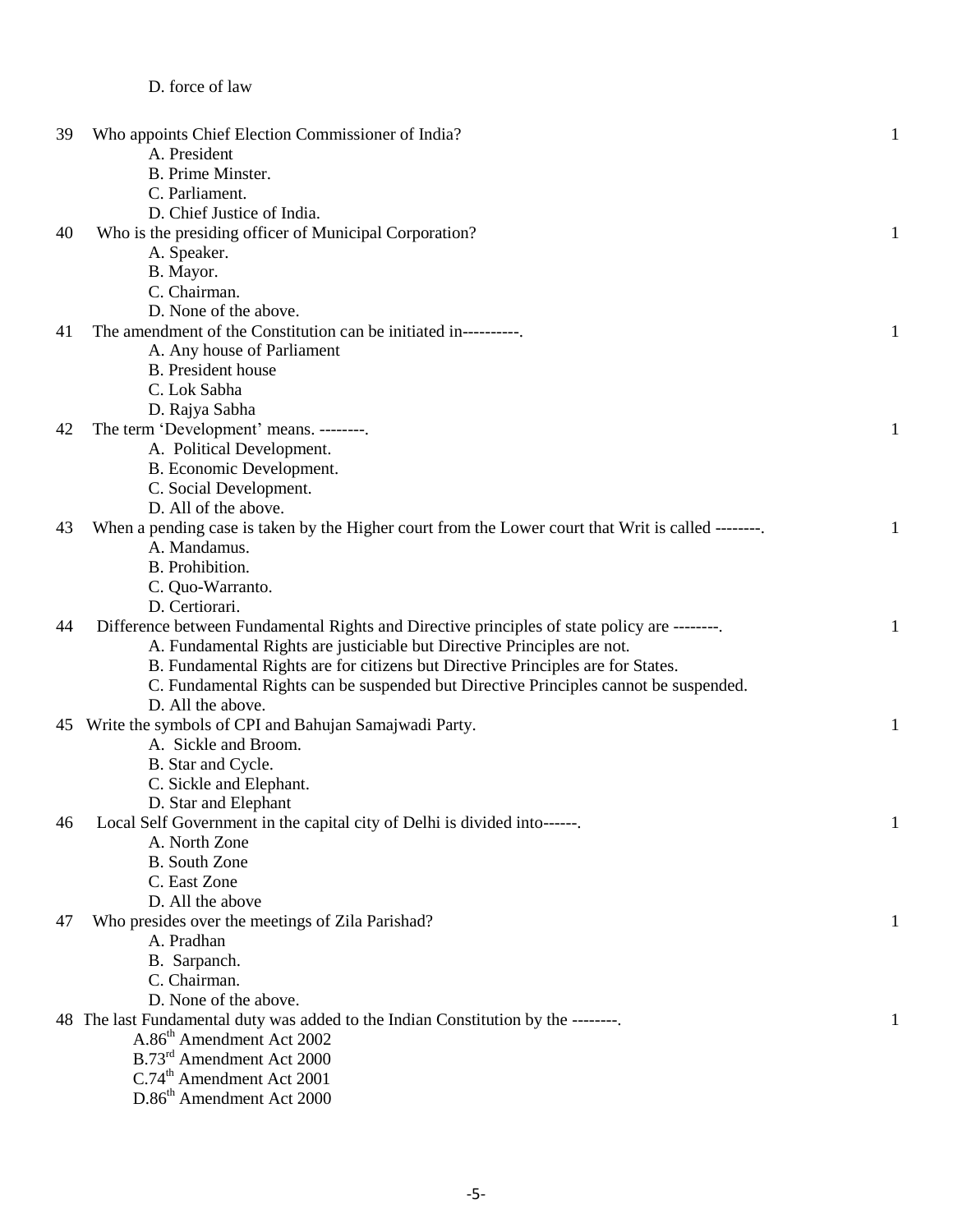D. force of law

39 Who appoints Chief Election Commissioner of India? 1

A. President
B. Prime Minster.
C. Parliament.
D. Chief Justice of India.

40 Who is the presiding officer of Municipal Corporation? 1

A. Speaker.
B. Mayor.
C. Chairman.
D. None of the above.

41 The amendment of the Constitution can be initiated in----------. 1

A. Any house of Parliament
B. President house
C. Lok Sabha
D. Rajya Sabha

42 The term 'Development' means. --------. 1

A. Political Development.
B. Economic Development.
C. Social Development.
D. All of the above.

43 When a pending case is taken by the Higher court from the Lower court that Writ is called --------. 1

A. Mandamus.
B. Prohibition.
C. Quo-Warranto.
D. Certiorari.

44 Difference between Fundamental Rights and Directive principles of state policy are --------. 1

A. Fundamental Rights are justiciable but Directive Principles are not.
B. Fundamental Rights are for citizens but Directive Principles are for States.
C. Fundamental Rights can be suspended but Directive Principles cannot be suspended.
D. All the above.

45 Write the symbols of CPI and Bahujan Samajwadi Party. 1

A. Sickle and Broom.
B. Star and Cycle.
C. Sickle and Elephant.
D. Star and Elephant

46 Local Self Government in the capital city of Delhi is divided into------. 1

A. North Zone
B. South Zone
C. East Zone
D. All the above

47 Who presides over the meetings of Zila Parishad? 1

A. Pradhan
B. Sarpanch.
C. Chairman.
D. None of the above.

48 The last Fundamental duty was added to the Indian Constitution by the --------. 1

A. 86th Amendment Act 2002
B. 73rd Amendment Act 2000
C. 74th Amendment Act 2001
D. 86th Amendment Act 2000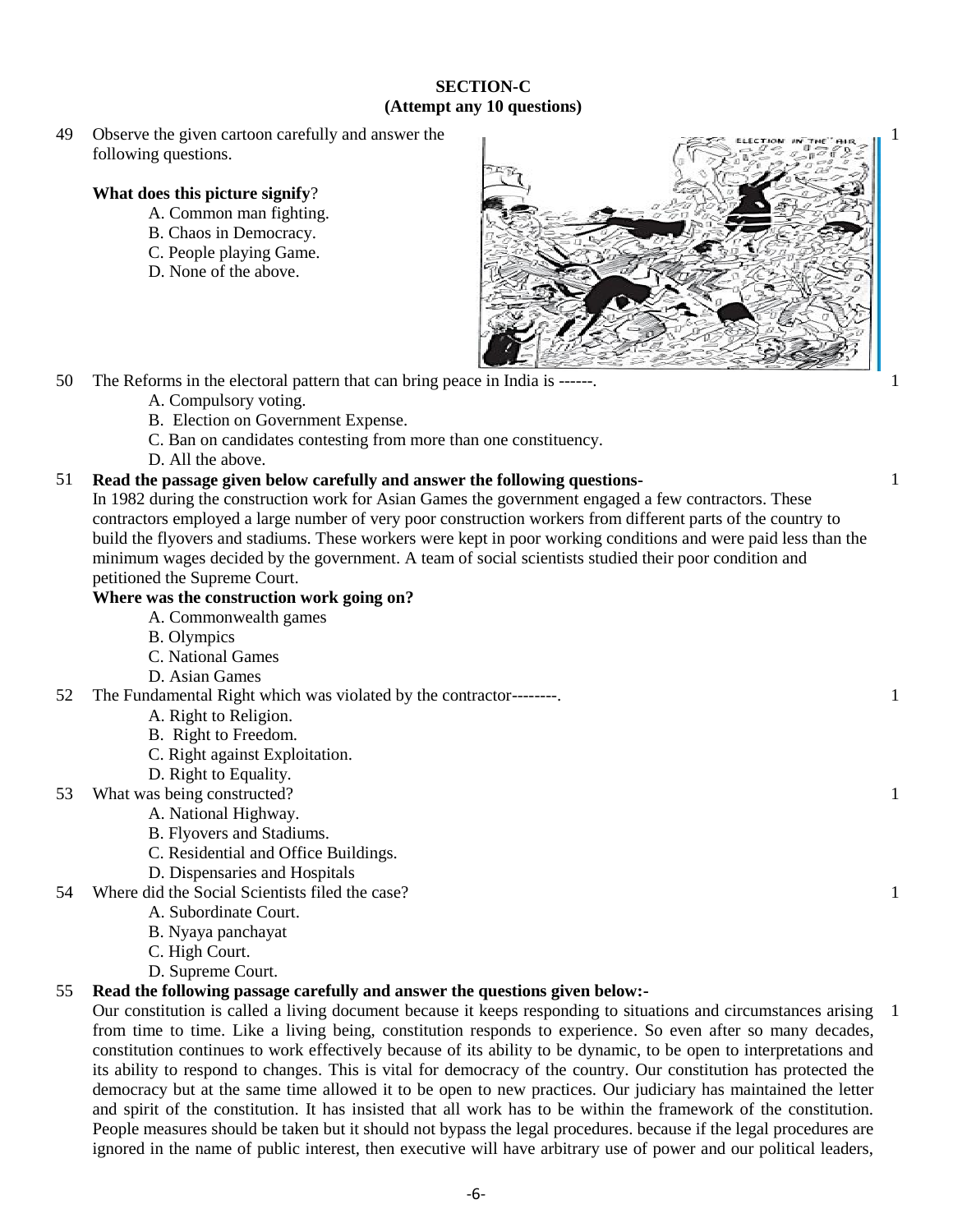## SECTION-C
### (Attempt any 10 questions)

49 Observe the given cartoon carefully and answer the following questions. 1

**What does this picture signify**?

A. Common man fighting.
B. Chaos in Democracy.
C. People playing Game.
D. None of the above.

50 The Reforms in the electoral pattern that can bring peace in India is ------. 1

A. Compulsory voting.
B. Election on Government Expense.
C. Ban on candidates contesting from more than one constituency.
D. All the above.

51 **Read the passage given below carefully and answer the following questions-** 1

In 1982 during the construction work for Asian Games the government engaged a few contractors. These contractors employed a large number of very poor construction workers from different parts of the country to build the flyovers and stadiums. These workers were kept in poor working conditions and were paid less than the minimum wages decided by the government. A team of social scientists studied their poor condition and petitioned the Supreme Court.

**Where was the construction work going on?**

A. Commonwealth games
B. Olympics
C. National Games
D. Asian Games

52 The Fundamental Right which was violated by the contractor--------. 1

A. Right to Religion.
B. Right to Freedom.
C. Right against Exploitation.
D. Right to Equality.

53 What was being constructed? 1

A. National Highway.
B. Flyovers and Stadiums.
C. Residential and Office Buildings.
D. Dispensaries and Hospitals

54 Where did the Social Scientists filed the case? 1

A. Subordinate Court.
B. Nyaya panchayat
C. High Court.
D. Supreme Court.

55 **Read the following passage carefully and answer the questions given below:-** 1

Our constitution is called a living document because it keeps responding to situations and circumstances arising from time to time. Like a living being, constitution responds to experience. So even after so many decades, constitution continues to work effectively because of its ability to be dynamic, to be open to interpretations and its ability to respond to changes. This is vital for democracy of the country. Our constitution has protected the democracy but at the same time allowed it to be open to new practices. Our judiciary has maintained the letter and spirit of the constitution. It has insisted that all work has to be within the framework of the constitution. People measures should be taken but it should not bypass the legal procedures. because if the legal procedures are ignored in the name of public interest, then executive will have arbitrary use of power and our political leaders,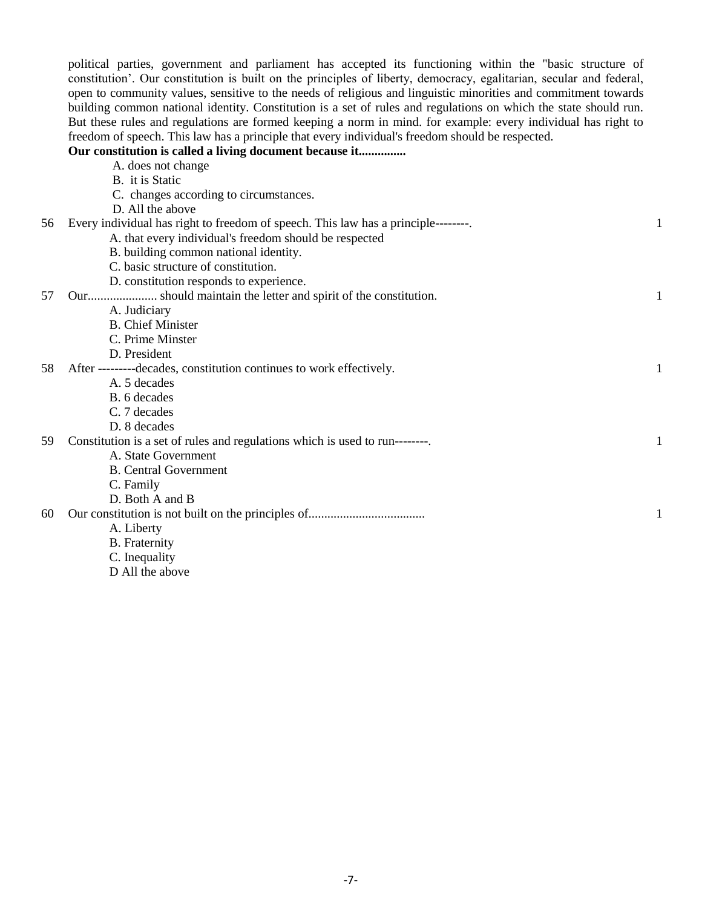political parties, government and parliament has accepted its functioning within the "basic structure of constitution'. Our constitution is built on the principles of liberty, democracy, egalitarian, secular and federal, open to community values, sensitive to the needs of religious and linguistic minorities and commitment towards building common national identity. Constitution is a set of rules and regulations on which the state should run. But these rules and regulations are formed keeping a norm in mind. for example: every individual has right to freedom of speech. This law has a principle that every individual's freedom should be respected.

**Our constitution is called a living document because it...............**

A. does not change
B. it is Static
C. changes according to circumstances.
D. All the above

56 Every individual has right to freedom of speech. This law has a principle--------. 1

A. that every individual's freedom should be respected
B. building common national identity.
C. basic structure of constitution.
D. constitution responds to experience.

57 Our...................... should maintain the letter and spirit of the constitution. 1

A. Judiciary
B. Chief Minister
C. Prime Minster
D. President

58 After ---------decades, constitution continues to work effectively. 1

A. 5 decades
B. 6 decades
C. 7 decades
D. 8 decades

59 Constitution is a set of rules and regulations which is used to run--------. 1

A. State Government
B. Central Government
C. Family
D. Both A and B

60 Our constitution is not built on the principles of..................................... 1

A. Liberty
B. Fraternity
C. Inequality
D All the above